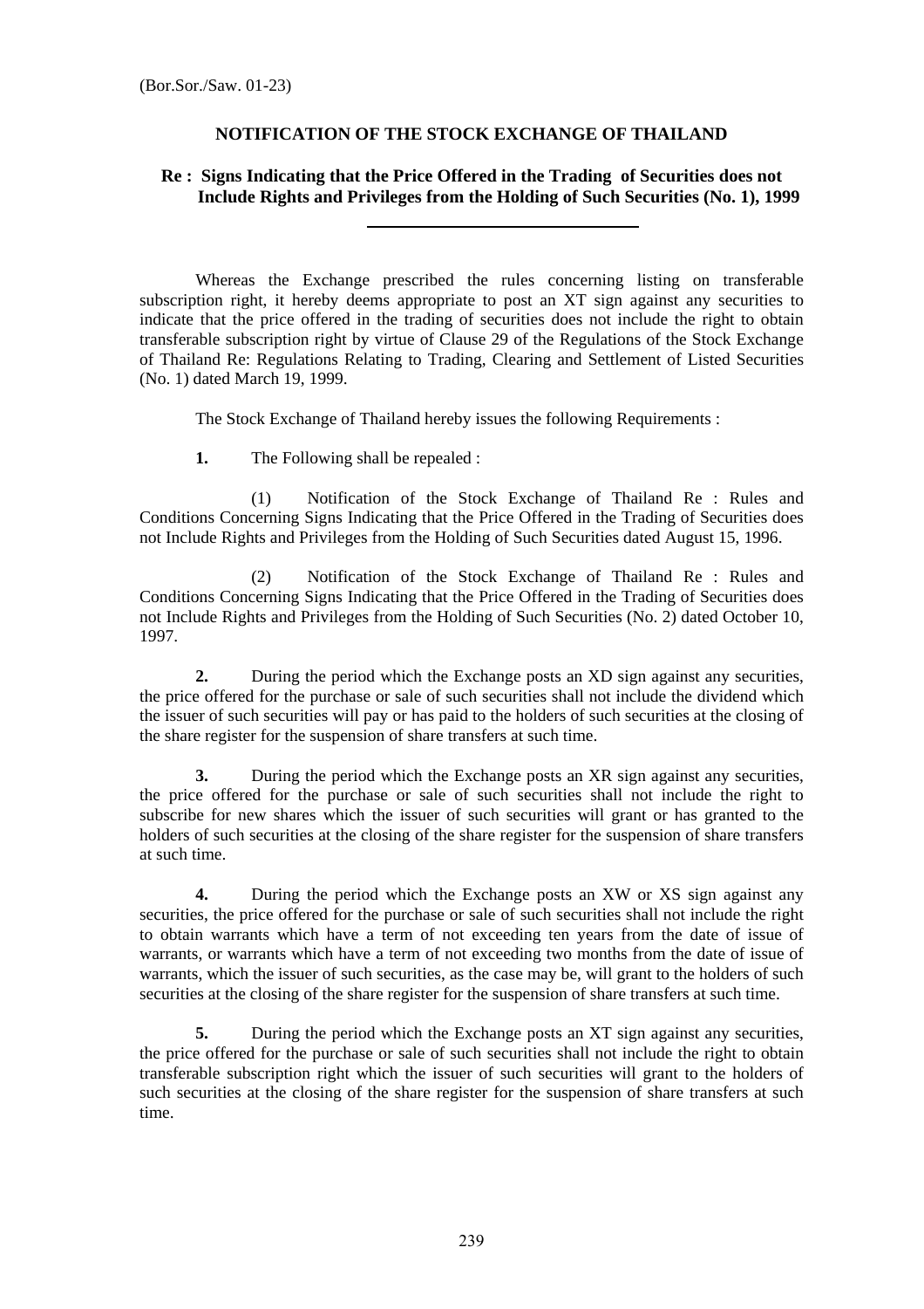(Bor.Sor./Saw. 01-23)

# NOTIFICATION OF THE STOCK EXCHANGE OF THAILAND

## Re : Signs Indicating that the Price Offered in the Trading of Securities does not Include Rights and Privileges from the Holding of Such Securities (No. 1), 1999

---

Whereas the Exchange prescribed the rules concerning listing on transferable subscription right, it hereby deems appropriate to post an XT sign against any securities to indicate that the price offered in the trading of securities does not include the right to obtain transferable subscription right by virtue of Clause 29 of the Regulations of the Stock Exchange of Thailand Re: Regulations Relating to Trading, Clearing and Settlement of Listed Securities (No. 1) dated March 19, 1999.

The Stock Exchange of Thailand hereby issues the following Requirements :

**1.** The Following shall be repealed :

(1) Notification of the Stock Exchange of Thailand Re : Rules and Conditions Concerning Signs Indicating that the Price Offered in the Trading of Securities does not Include Rights and Privileges from the Holding of Such Securities dated August 15, 1996.

(2) Notification of the Stock Exchange of Thailand Re : Rules and Conditions Concerning Signs Indicating that the Price Offered in the Trading of Securities does not Include Rights and Privileges from the Holding of Such Securities (No. 2) dated October 10, 1997.

**2.** During the period which the Exchange posts an XD sign against any securities, the price offered for the purchase or sale of such securities shall not include the dividend which the issuer of such securities will pay or has paid to the holders of such securities at the closing of the share register for the suspension of share transfers at such time.

**3.** During the period which the Exchange posts an XR sign against any securities, the price offered for the purchase or sale of such securities shall not include the right to subscribe for new shares which the issuer of such securities will grant or has granted to the holders of such securities at the closing of the share register for the suspension of share transfers at such time.

**4.** During the period which the Exchange posts an XW or XS sign against any securities, the price offered for the purchase or sale of such securities shall not include the right to obtain warrants which have a term of not exceeding ten years from the date of issue of warrants, or warrants which have a term of not exceeding two months from the date of issue of warrants, which the issuer of such securities, as the case may be, will grant to the holders of such securities at the closing of the share register for the suspension of share transfers at such time.

**5.** During the period which the Exchange posts an XT sign against any securities, the price offered for the purchase or sale of such securities shall not include the right to obtain transferable subscription right which the issuer of such securities will grant to the holders of such securities at the closing of the share register for the suspension of share transfers at such time.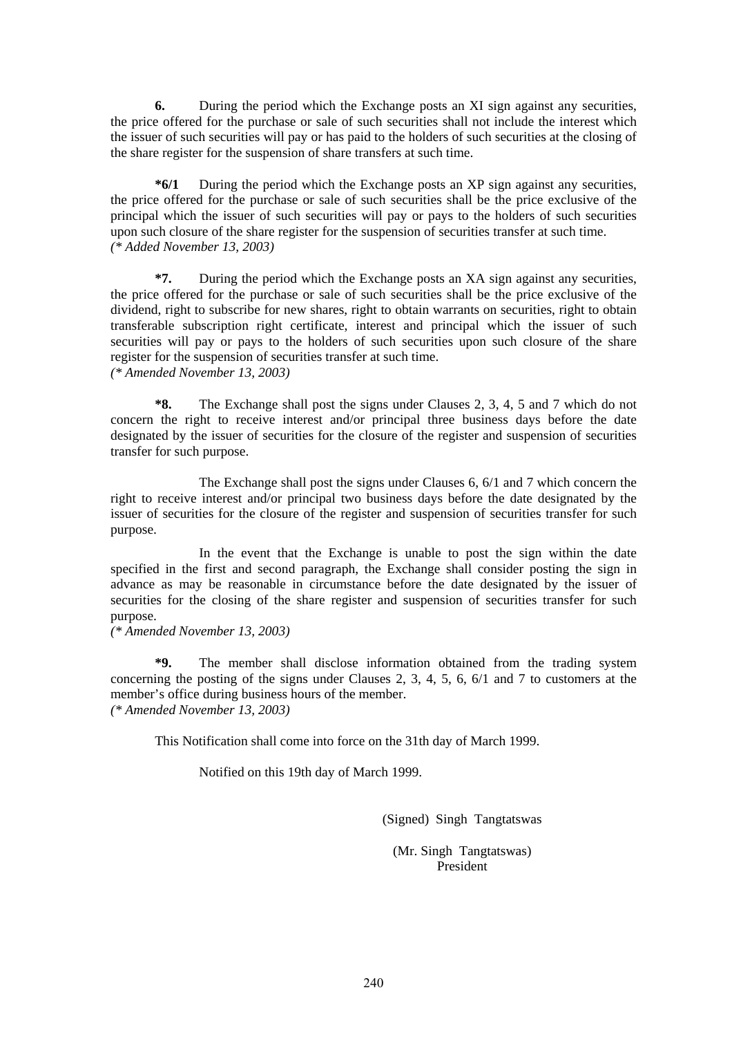**6.** During the period which the Exchange posts an XI sign against any securities, the price offered for the purchase or sale of such securities shall not include the interest which the issuer of such securities will pay or has paid to the holders of such securities at the closing of the share register for the suspension of share transfers at such time.

**\*6/1** During the period which the Exchange posts an XP sign against any securities, the price offered for the purchase or sale of such securities shall be the price exclusive of the principal which the issuer of such securities will pay or pays to the holders of such securities upon such closure of the share register for the suspension of securities transfer at such time.
*(\* Added November 13, 2003)*

**\*7.** During the period which the Exchange posts an XA sign against any securities, the price offered for the purchase or sale of such securities shall be the price exclusive of the dividend, right to subscribe for new shares, right to obtain warrants on securities, right to obtain transferable subscription right certificate, interest and principal which the issuer of such securities will pay or pays to the holders of such securities upon such closure of the share register for the suspension of securities transfer at such time.
*(\* Amended November 13, 2003)*

**\*8.** The Exchange shall post the signs under Clauses 2, 3, 4, 5 and 7 which do not concern the right to receive interest and/or principal three business days before the date designated by the issuer of securities for the closure of the register and suspension of securities transfer for such purpose.

The Exchange shall post the signs under Clauses 6, 6/1 and 7 which concern the right to receive interest and/or principal two business days before the date designated by the issuer of securities for the closure of the register and suspension of securities transfer for such purpose.

In the event that the Exchange is unable to post the sign within the date specified in the first and second paragraph, the Exchange shall consider posting the sign in advance as may be reasonable in circumstance before the date designated by the issuer of securities for the closing of the share register and suspension of securities transfer for such purpose.
*(\* Amended November 13, 2003)*

**\*9.** The member shall disclose information obtained from the trading system concerning the posting of the signs under Clauses 2, 3, 4, 5, 6, 6/1 and 7 to customers at the member's office during business hours of the member.
*(\* Amended November 13, 2003)*

This Notification shall come into force on the 31th day of March 1999.

Notified on this 19th day of March 1999.

(Signed) Singh Tangtatswas

(Mr. Singh Tangtatswas)
President